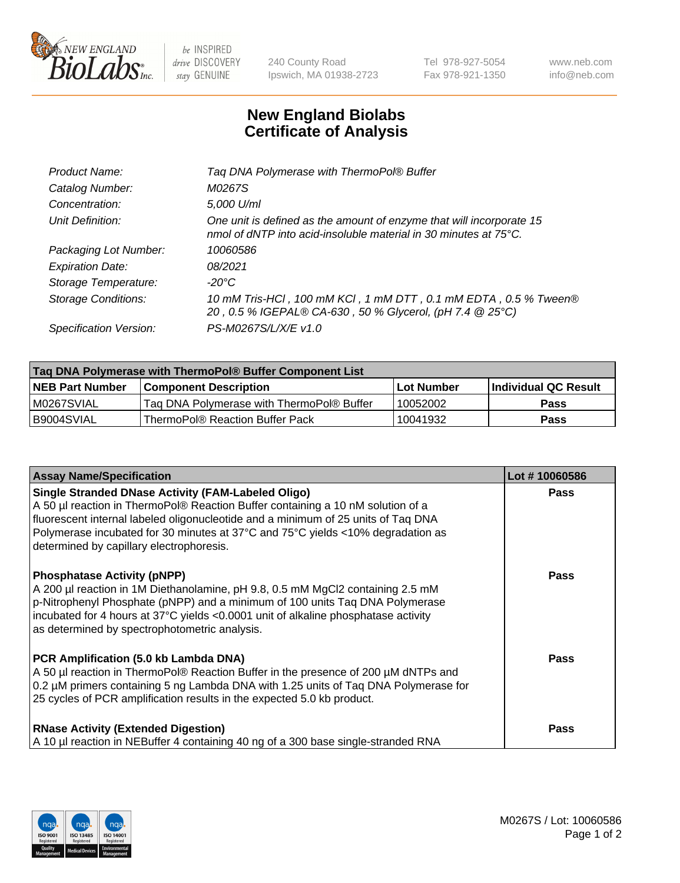New England Biolabs Inc. — be INSPIRED drive DISCOVERY stay GENUINE

240 County Road
Ipswich, MA 01938-2723

Tel 978-927-5054
Fax 978-921-1350

www.neb.com
info@neb.com

# New England Biolabs Certificate of Analysis

| | |
|---|---|
| *Product Name:* | *Taq DNA Polymerase with ThermoPol® Buffer* |
| *Catalog Number:* | *M0267S* |
| *Concentration:* | *5,000 U/ml* |
| *Unit Definition:* | *One unit is defined as the amount of enzyme that will incorporate 15 nmol of dNTP into acid-insoluble material in 30 minutes at 75°C.* |
| *Packaging Lot Number:* | *10060586* |
| *Expiration Date:* | *08/2021* |
| *Storage Temperature:* | *-20°C* |
| *Storage Conditions:* | *10 mM Tris-HCl , 100 mM KCl , 1 mM DTT , 0.1 mM EDTA , 0.5 % Tween® 20 , 0.5 % IGEPAL® CA-630 , 50 % Glycerol, (pH 7.4 @ 25°C)* |
| *Specification Version:* | *PS-M0267S/L/X/E v1.0* |

| Taq DNA Polymerase with ThermoPol® Buffer Component List | | | |
|---|---|---|---|
| **NEB Part Number** | **Component Description** | **Lot Number** | **Individual QC Result** |
| M0267SVIAL | Taq DNA Polymerase with ThermoPol® Buffer | 10052002 | **Pass** |
| B9004SVIAL | ThermoPol® Reaction Buffer Pack | 10041932 | **Pass** |

| Assay Name/Specification | Lot # 10060586 |
|---|---|
| **Single Stranded DNase Activity (FAM-Labeled Oligo)** A 50 µl reaction in ThermoPol® Reaction Buffer containing a 10 nM solution of a fluorescent internal labeled oligonucleotide and a minimum of 25 units of Taq DNA Polymerase incubated for 30 minutes at 37°C and 75°C yields <10% degradation as determined by capillary electrophoresis. | **Pass** |
| **Phosphatase Activity (pNPP)** A 200 µl reaction in 1M Diethanolamine, pH 9.8, 0.5 mM $MgCl_2$ containing 2.5 mM p-Nitrophenyl Phosphate (pNPP) and a minimum of 100 units Taq DNA Polymerase incubated for 4 hours at 37°C yields <0.0001 unit of alkaline phosphatase activity as determined by spectrophotometric analysis. | **Pass** |
| **PCR Amplification (5.0 kb Lambda DNA)** A 50 µl reaction in ThermoPol® Reaction Buffer in the presence of 200 µM dNTPs and 0.2 µM primers containing 5 ng Lambda DNA with 1.25 units of Taq DNA Polymerase for 25 cycles of PCR amplification results in the expected 5.0 kb product. | **Pass** |
| **RNase Activity (Extended Digestion)** A 10 µl reaction in NEBuffer 4 containing 40 ng of a 300 base single-stranded RNA | **Pass** |

M0267S / Lot: 10060586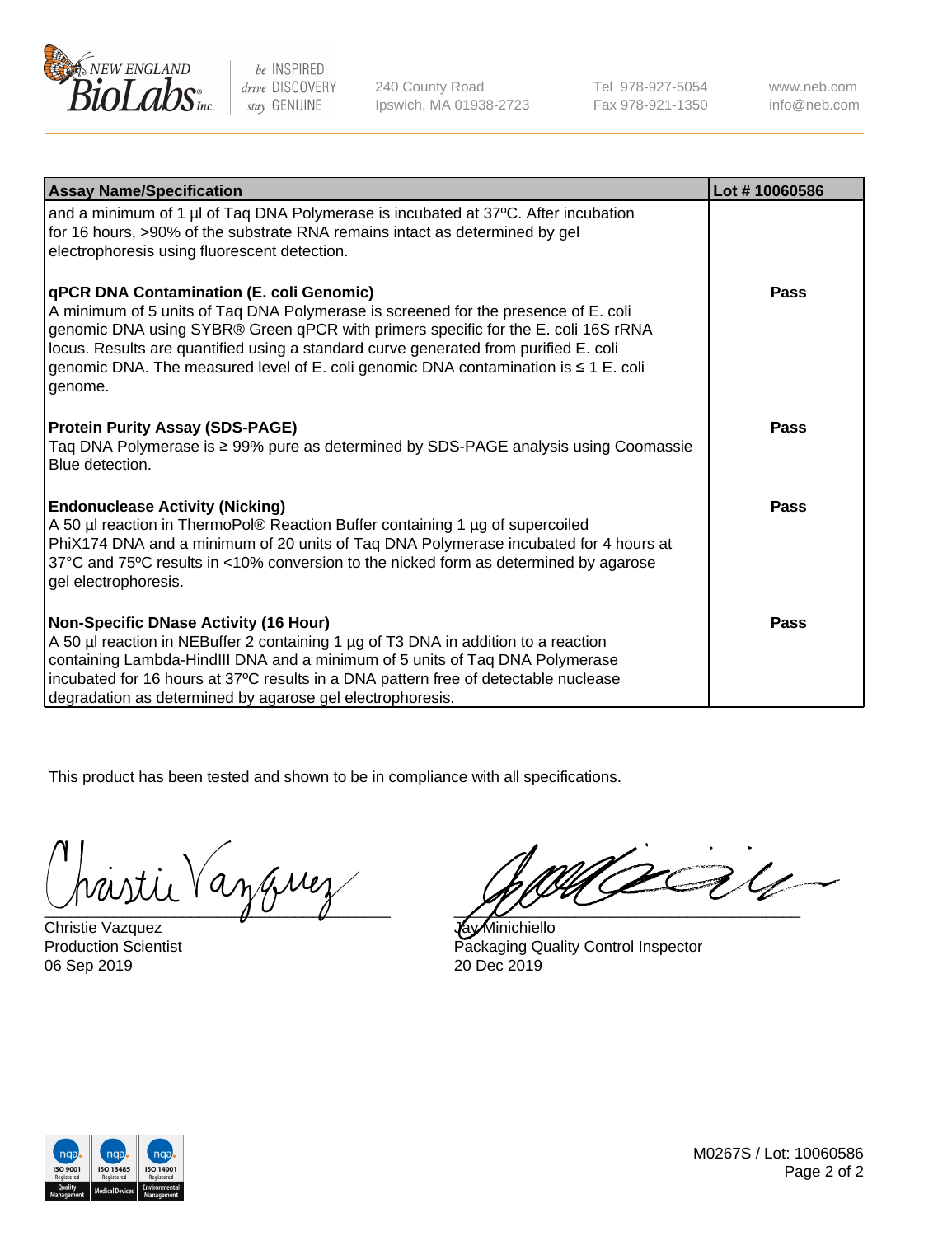| Assay Name/Specification | Lot # 10060586 |
| --- | --- |
| and a minimum of 1 µl of Taq DNA Polymerase is incubated at 37ºC. After incubation for 16 hours, >90% of the substrate RNA remains intact as determined by gel electrophoresis using fluorescent detection. | |
| **qPCR DNA Contamination (E. coli Genomic)**<br>A minimum of 5 units of Taq DNA Polymerase is screened for the presence of E. coli genomic DNA using SYBR® Green qPCR with primers specific for the E. coli 16S rRNA locus. Results are quantified using a standard curve generated from purified E. coli genomic DNA. The measured level of E. coli genomic DNA contamination is ≤ 1 E. coli genome. | Pass |
| **Protein Purity Assay (SDS-PAGE)**<br>Taq DNA Polymerase is ≥ 99% pure as determined by SDS-PAGE analysis using Coomassie Blue detection. | Pass |
| **Endonuclease Activity (Nicking)**<br>A 50 µl reaction in ThermoPol® Reaction Buffer containing 1 µg of supercoiled PhiX174 DNA and a minimum of 20 units of Taq DNA Polymerase incubated for 4 hours at 37°C and 75ºC results in <10% conversion to the nicked form as determined by agarose gel electrophoresis. | Pass |
| **Non-Specific DNase Activity (16 Hour)**<br>A 50 µl reaction in NEBuffer 2 containing 1 µg of T3 DNA in addition to a reaction containing Lambda-HindIII DNA and a minimum of 5 units of Taq DNA Polymerase incubated for 16 hours at 37ºC results in a DNA pattern free of detectable nuclease degradation as determined by agarose gel electrophoresis. | Pass |

This product has been tested and shown to be in compliance with all specifications.

Christie Vazquez
Production Scientist
06 Sep 2019

Jay Minichiello
Packaging Quality Control Inspector
20 Dec 2019

M0267S / Lot: 10060586